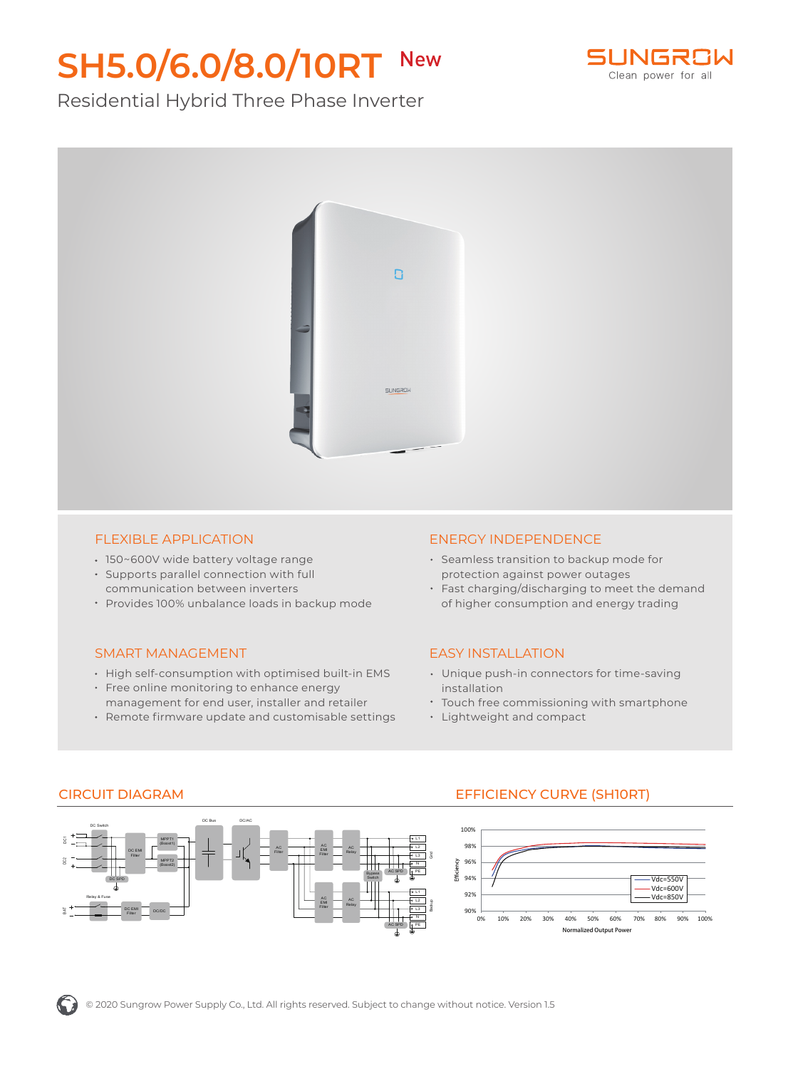# SH5.0/6.0/8.0/10RT New

SUNGROW
Clean power for all

Residential Hybrid Three Phase Inverter

## FLEXIBLE APPLICATION

- 150~600V wide battery voltage range
- Supports parallel connection with full communication between inverters
- Provides 100% unbalance loads in backup mode

## ENERGY INDEPENDENCE

- Seamless transition to backup mode for protection against power outages
- Fast charging/discharging to meet the demand of higher consumption and energy trading

## SMART MANAGEMENT

- High self-consumption with optimised built-in EMS
- Free online monitoring to enhance energy management for end user, installer and retailer
- Remote firmware update and customisable settings

## EASY INSTALLATION

- Unique push-in connectors for time-saving installation
- Touch free commissioning with smartphone
- Lightweight and compact

## CIRCUIT DIAGRAM

## EFFICIENCY CURVE (SH10RT)

© 2020 Sungrow Power Supply Co., Ltd. All rights reserved. Subject to change without notice. Version 1.5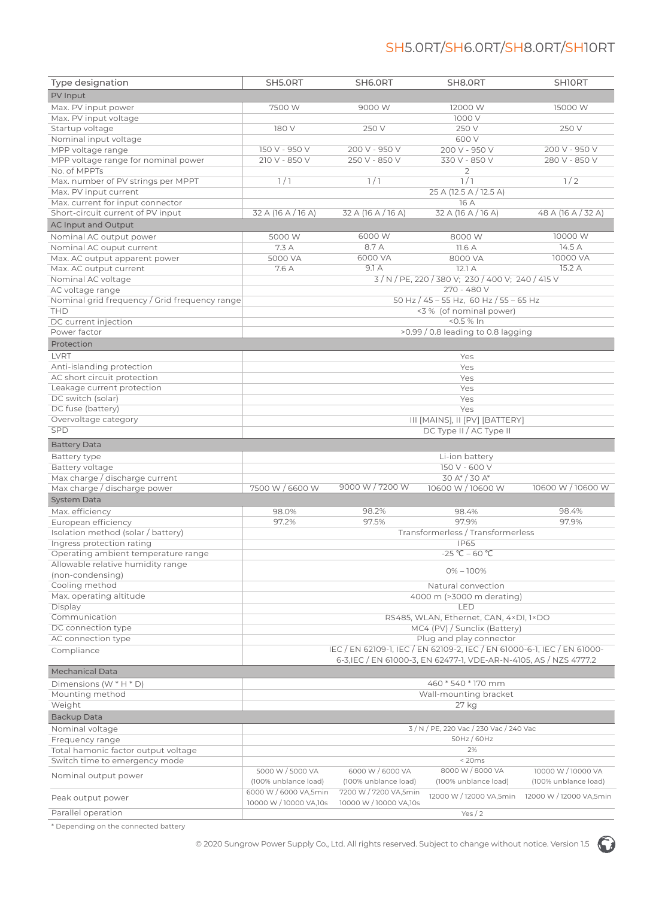# SH5.0RT/SH6.0RT/SH8.0RT/SH10RT

| Type designation | SH5.0RT | SH6.0RT | SH8.0RT | SH10RT |
|---|---|---|---|---|
| **PV Input** | | | | |
| Max. PV input power | 7500 W | 9000 W | 12000 W | 15000 W |
| Max. PV input voltage | 1000 V | | | |
| Startup voltage | 180 V | 250 V | 250 V | 250 V |
| Nominal input voltage | 600 V | | | |
| MPP voltage range | 150 V - 950 V | 200 V - 950 V | 200 V - 950 V | 200 V - 950 V |
| MPP voltage range for nominal power | 210 V - 850 V | 250 V - 850 V | 330 V - 850 V | 280 V - 850 V |
| No. of MPPTs | 2 | | | |
| Max. number of PV strings per MPPT | 1 / 1 | 1 / 1 | 1 / 1 | 1 / 2 |
| Max. PV input current | 25 A (12.5 A / 12.5 A) | | | |
| Max. current for input connector | 16 A | | | |
| Short-circuit current of PV input | 32 A (16 A / 16 A) | 32 A (16 A / 16 A) | 32 A (16 A / 16 A) | 48 A (16 A / 32 A) |
| **AC Input and Output** | | | | |
| Nominal AC output power | 5000 W | 6000 W | 8000 W | 10000 W |
| Nominal AC ouput current | 7.3 A | 8.7 A | 11.6 A | 14.5 A |
| Max. AC output apparent power | 5000 VA | 6000 VA | 8000 VA | 10000 VA |
| Max. AC output current | 7.6 A | 9.1 A | 12.1 A | 15.2 A |
| Nominal AC voltage | 3 / N / PE, 220 / 380 V; 230 / 400 V; 240 / 415 V | | | |
| AC voltage range | 270 - 480 V | | | |
| Nominal grid frequency / Grid frequency range | 50 Hz / 45 – 55 Hz, 60 Hz / 55 – 65 Hz | | | |
| THD | <3 % (of nominal power) | | | |
| DC current injection | <0.5 % In | | | |
| Power factor | >0.99 / 0.8 leading to 0.8 lagging | | | |
| **Protection** | | | | |
| LVRT | Yes | | | |
| Anti-islanding protection | Yes | | | |
| AC short circuit protection | Yes | | | |
| Leakage current protection | Yes | | | |
| DC switch (solar) | Yes | | | |
| DC fuse (battery) | Yes | | | |
| Overvoltage category | III [MAINS], II [PV] [BATTERY] | | | |
| SPD | DC Type II / AC Type II | | | |
| **Battery Data** | | | | |
| Battery type | Li-ion battery | | | |
| Battery voltage | 150 V - 600 V | | | |
| Max charge / discharge current | 30 A* / 30 A* | | | |
| Max charge / discharge power | 7500 W / 6600 W | 9000 W / 7200 W | 10600 W / 10600 W | 10600 W / 10600 W |
| **System Data** | | | | |
| Max. efficiency | 98.0% | 98.2% | 98.4% | 98.4% |
| European efficiency | 97.2% | 97.5% | 97.9% | 97.9% |
| Isolation method (solar / battery) | Transformerless / Transformerless | | | |
| Ingress protection rating | IP65 | | | |
| Operating ambient temperature range | -25 ℃ – 60 ℃ | | | |
| Allowable relative humidity range (non-condensing) | 0% – 100% | | | |
| Cooling method | Natural convection | | | |
| Max. operating altitude | 4000 m (>3000 m derating) | | | |
| Display | LED | | | |
| Communication | RS485, WLAN, Ethernet, CAN, 4×DI, 1×DO | | | |
| DC connection type | MC4 (PV) / Sunclix (Battery) | | | |
| AC connection type | Plug and play connector | | | |
| Compliance | IEC / EN 62109-1, IEC / EN 62109-2, IEC / EN 61000-6-1, IEC / EN 61000-6-3,IEC / EN 61000-3, EN 62477-1, VDE-AR-N-4105, AS / NZS 4777.2 | | | |
| **Mechanical Data** | | | | |
| Dimensions (W * H * D) | 460 * 540 * 170 mm | | | |
| Mounting method | Wall-mounting bracket | | | |
| Weight | 27 kg | | | |
| **Backup Data** | | | | |
| Nominal voltage | 3 / N / PE, 220 Vac / 230 Vac / 240 Vac | | | |
| Frequency range | 50Hz / 60Hz | | | |
| Total hamonic factor output voltage | 2% | | | |
| Switch time to emergency mode | < 20ms | | | |
| Nominal output power | 5000 W / 5000 VA (100% unblance load) | 6000 W / 6000 VA (100% unblance load) | 8000 W / 8000 VA (100% unblance load) | 10000 W / 10000 VA (100% unblance load) |
| Peak output power | 6000 W / 6000 VA,5min 10000 W / 10000 VA,10s | 7200 W / 7200 VA,5min 10000 W / 10000 VA,10s | 12000 W / 12000 VA,5min | 12000 W / 12000 VA,5min |
| Parallel operation | Yes / 2 | | | |

\* Depending on the connected battery

© 2020 Sungrow Power Supply Co., Ltd. All rights reserved. Subject to change without notice. Version 1.5